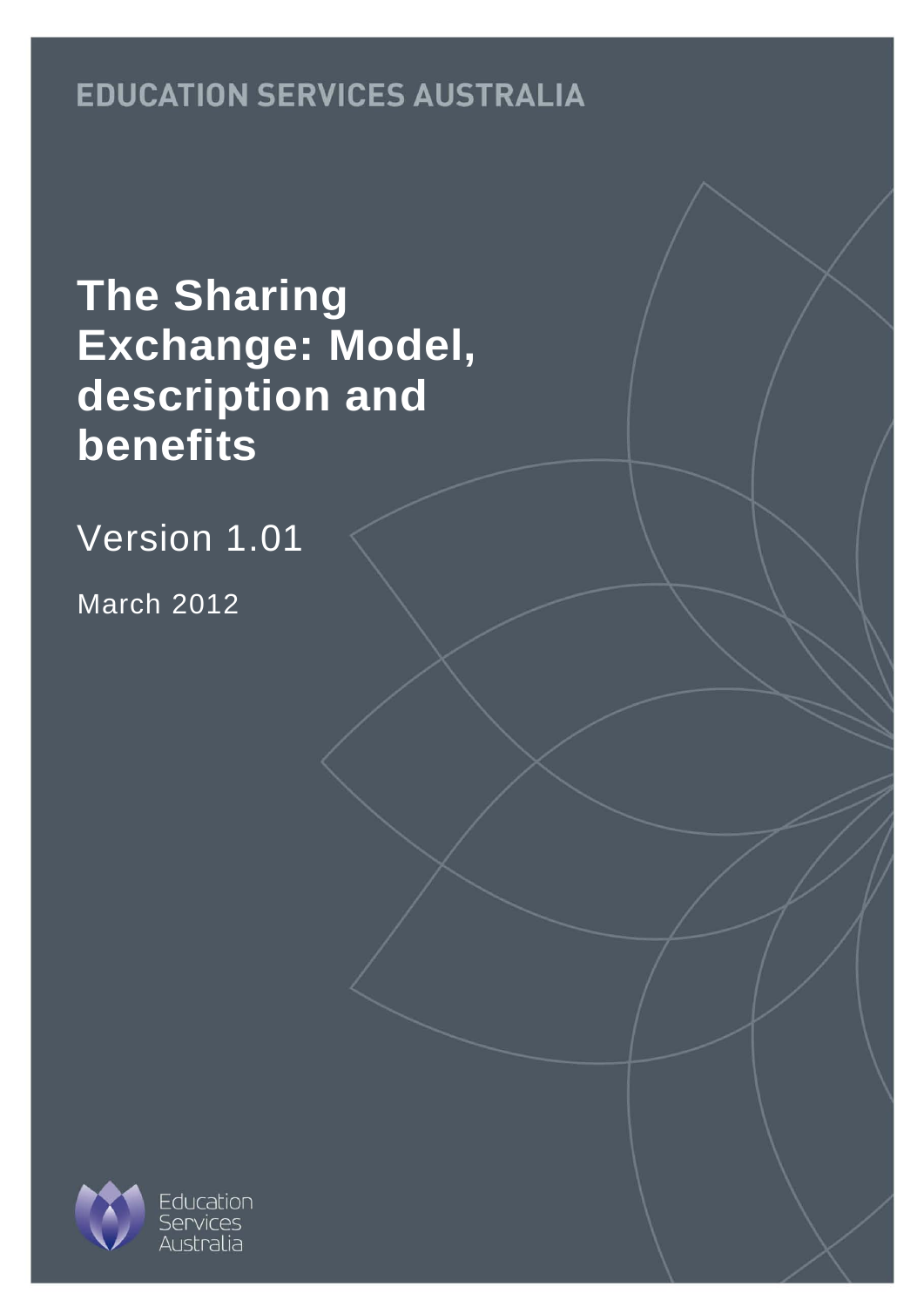EDUCATION SERVICES AUSTRALIA

# The Sharing Exchange: Model, description and benefits

Version 1.01

March 2012

Education Services Australia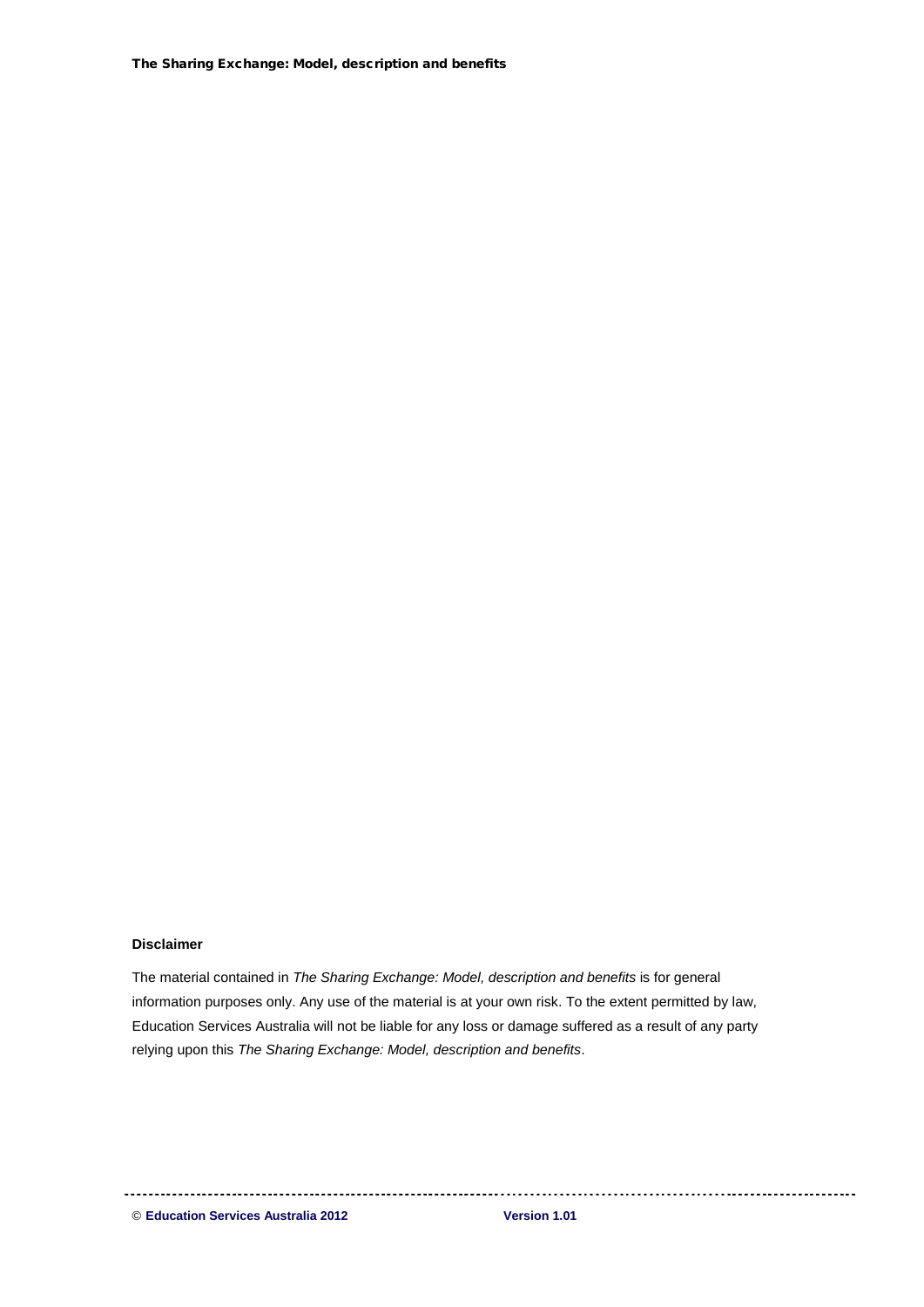**Disclaimer**

The material contained in *The Sharing Exchange: Model, description and benefits* is for general information purposes only. Any use of the material is at your own risk. To the extent permitted by law, Education Services Australia will not be liable for any loss or damage suffered as a result of any party relying upon this *The Sharing Exchange: Model, description and benefits*.

© **Education Services Australia 2012** **Version 1.01**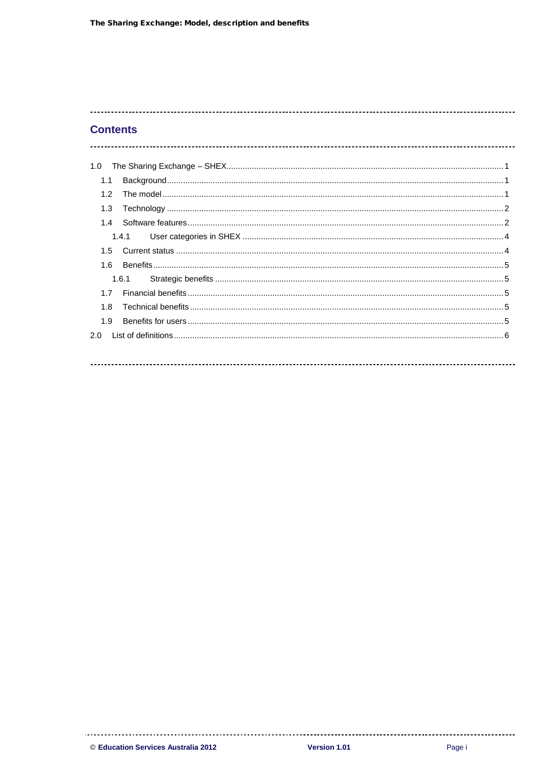## Contents

- 1.0 The Sharing Exchange – SHEX ........ 1
  - 1.1 Background ........ 1
  - 1.2 The model ........ 1
  - 1.3 Technology ........ 2
  - 1.4 Software features ........ 2
    - 1.4.1 User categories in SHEX ........ 4
  - 1.5 Current status ........ 4
  - 1.6 Benefits ........ 5
    - 1.6.1 Strategic benefits ........ 5
  - 1.7 Financial benefits ........ 5
  - 1.8 Technical benefits ........ 5
  - 1.9 Benefits for users ........ 5
- 2.0 List of definitions ........ 6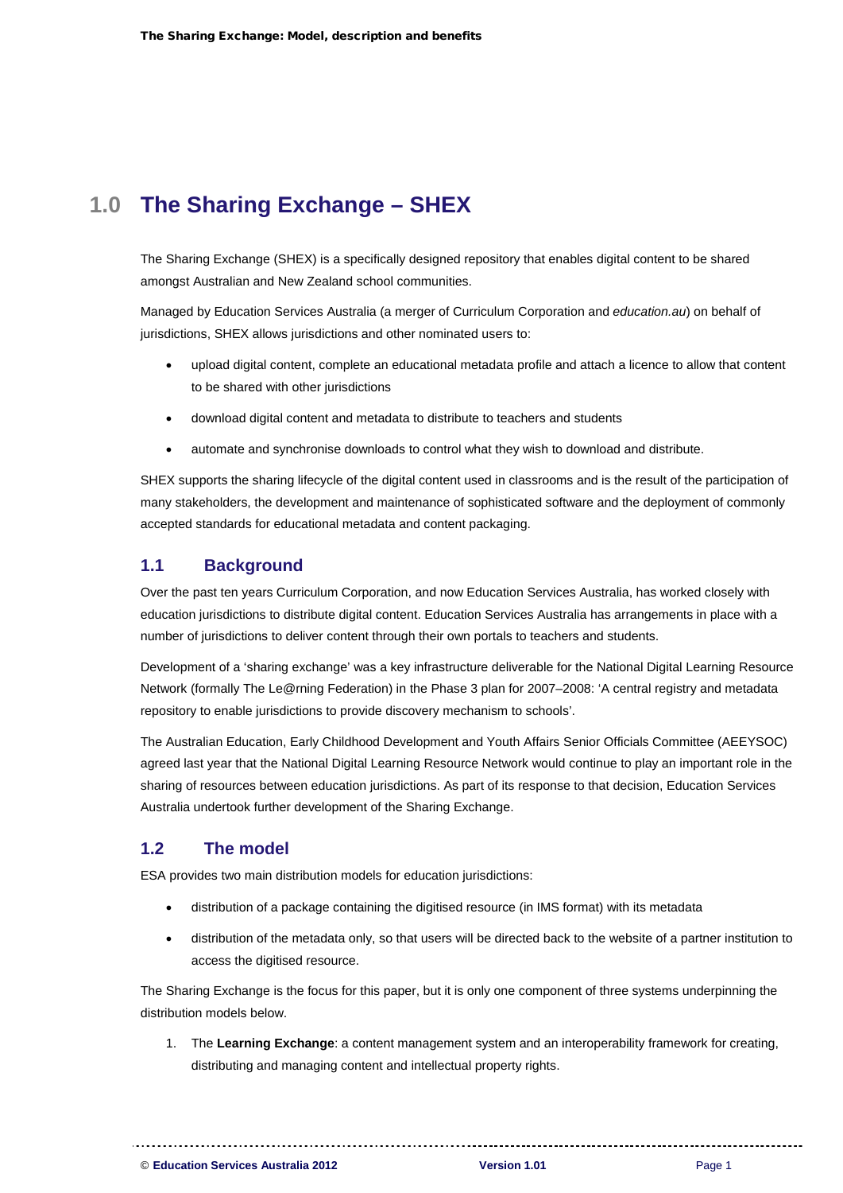# 1.0 The Sharing Exchange – SHEX

The Sharing Exchange (SHEX) is a specifically designed repository that enables digital content to be shared amongst Australian and New Zealand school communities.

Managed by Education Services Australia (a merger of Curriculum Corporation and *education.au*) on behalf of jurisdictions, SHEX allows jurisdictions and other nominated users to:

- upload digital content, complete an educational metadata profile and attach a licence to allow that content to be shared with other jurisdictions
- download digital content and metadata to distribute to teachers and students
- automate and synchronise downloads to control what they wish to download and distribute.

SHEX supports the sharing lifecycle of the digital content used in classrooms and is the result of the participation of many stakeholders, the development and maintenance of sophisticated software and the deployment of commonly accepted standards for educational metadata and content packaging.

## 1.1 Background

Over the past ten years Curriculum Corporation, and now Education Services Australia, has worked closely with education jurisdictions to distribute digital content. Education Services Australia has arrangements in place with a number of jurisdictions to deliver content through their own portals to teachers and students.

Development of a 'sharing exchange' was a key infrastructure deliverable for the National Digital Learning Resource Network (formally The Le@rning Federation) in the Phase 3 plan for 2007–2008: 'A central registry and metadata repository to enable jurisdictions to provide discovery mechanism to schools'.

The Australian Education, Early Childhood Development and Youth Affairs Senior Officials Committee (AEEYSOC) agreed last year that the National Digital Learning Resource Network would continue to play an important role in the sharing of resources between education jurisdictions. As part of its response to that decision, Education Services Australia undertook further development of the Sharing Exchange.

## 1.2 The model

ESA provides two main distribution models for education jurisdictions:

- distribution of a package containing the digitised resource (in IMS format) with its metadata
- distribution of the metadata only, so that users will be directed back to the website of a partner institution to access the digitised resource.

The Sharing Exchange is the focus for this paper, but it is only one component of three systems underpinning the distribution models below.

1. The **Learning Exchange**: a content management system and an interoperability framework for creating, distributing and managing content and intellectual property rights.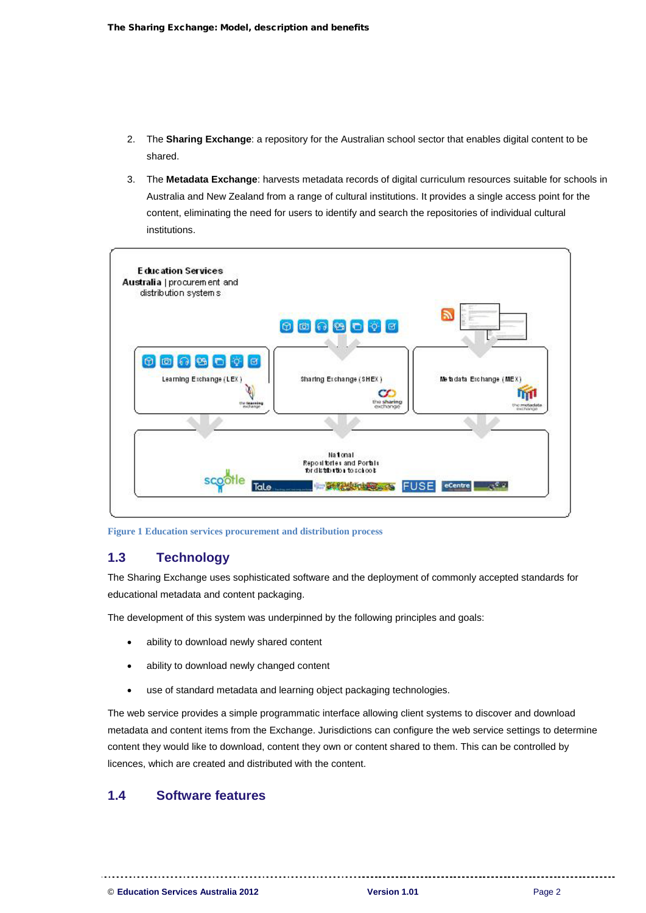2. The **Sharing Exchange**: a repository for the Australian school sector that enables digital content to be shared.
3. The **Metadata Exchange**: harvests metadata records of digital curriculum resources suitable for schools in Australia and New Zealand from a range of cultural institutions. It provides a single access point for the content, eliminating the need for users to identify and search the repositories of individual cultural institutions.

Figure 1 Education services procurement and distribution process

## 1.3 Technology

The Sharing Exchange uses sophisticated software and the deployment of commonly accepted standards for educational metadata and content packaging.

The development of this system was underpinned by the following principles and goals:

- ability to download newly shared content
- ability to download newly changed content
- use of standard metadata and learning object packaging technologies.

The web service provides a simple programmatic interface allowing client systems to discover and download metadata and content items from the Exchange. Jurisdictions can configure the web service settings to determine content they would like to download, content they own or content shared to them. This can be controlled by licences, which are created and distributed with the content.

## 1.4 Software features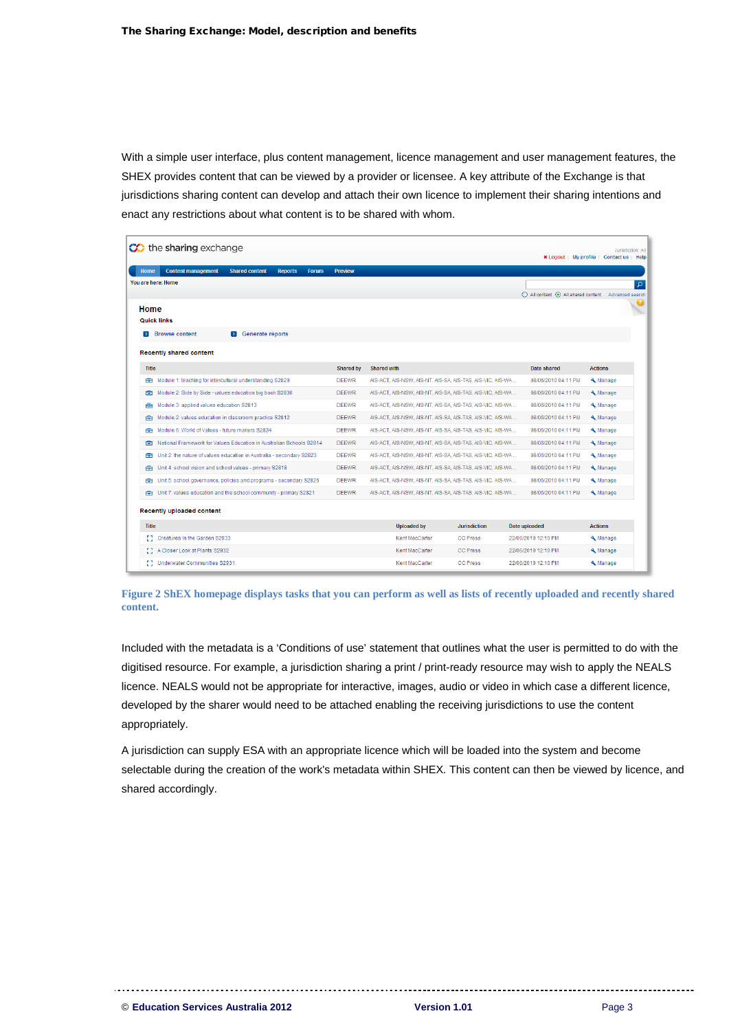With a simple user interface, plus content management, licence management and user management features, the SHEX provides content that can be viewed by a provider or licensee. A key attribute of the Exchange is that jurisdictions sharing content can develop and attach their own licence to implement their sharing intentions and enact any restrictions about what content is to be shared with whom.

**Figure 2 ShEX homepage displays tasks that you can perform as well as lists of recently uploaded and recently shared content.**

Included with the metadata is a 'Conditions of use' statement that outlines what the user is permitted to do with the digitised resource. For example, a jurisdiction sharing a print / print-ready resource may wish to apply the NEALS licence. NEALS would not be appropriate for interactive, images, audio or video in which case a different licence, developed by the sharer would need to be attached enabling the receiving jurisdictions to use the content appropriately.

A jurisdiction can supply ESA with an appropriate licence which will be loaded into the system and become selectable during the creation of the work's metadata within SHEX. This content can then be viewed by licence, and shared accordingly.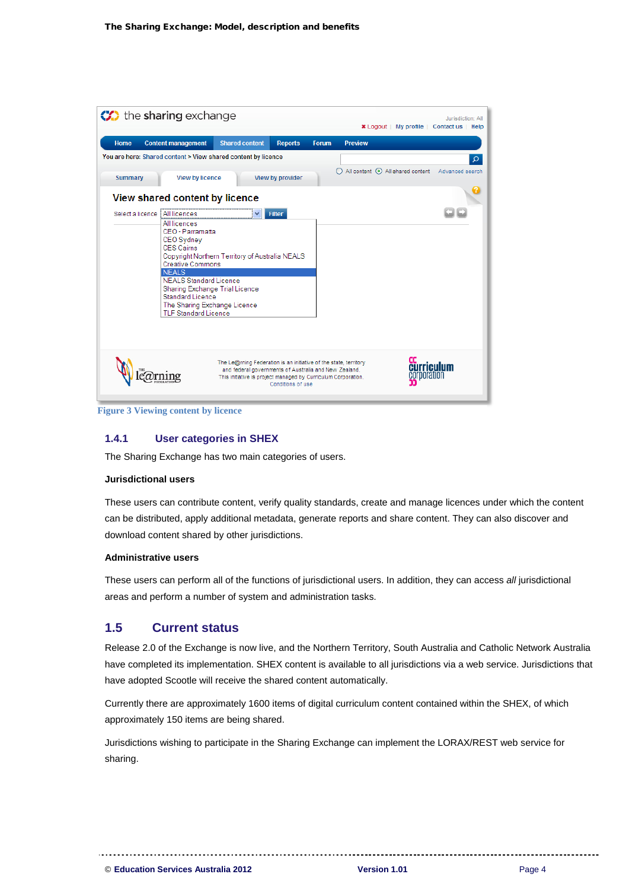Figure 3 Viewing content by licence

### 1.4.1 User categories in SHEX

The Sharing Exchange has two main categories of users.

**Jurisdictional users**

These users can contribute content, verify quality standards, create and manage licences under which the content can be distributed, apply additional metadata, generate reports and share content. They can also discover and download content shared by other jurisdictions.

**Administrative users**

These users can perform all of the functions of jurisdictional users. In addition, they can access *all* jurisdictional areas and perform a number of system and administration tasks.

## 1.5 Current status

Release 2.0 of the Exchange is now live, and the Northern Territory, South Australia and Catholic Network Australia have completed its implementation. SHEX content is available to all jurisdictions via a web service. Jurisdictions that have adopted Scootle will receive the shared content automatically.

Currently there are approximately 1600 items of digital curriculum content contained within the SHEX, of which approximately 150 items are being shared.

Jurisdictions wishing to participate in the Sharing Exchange can implement the LORAX/REST web service for sharing.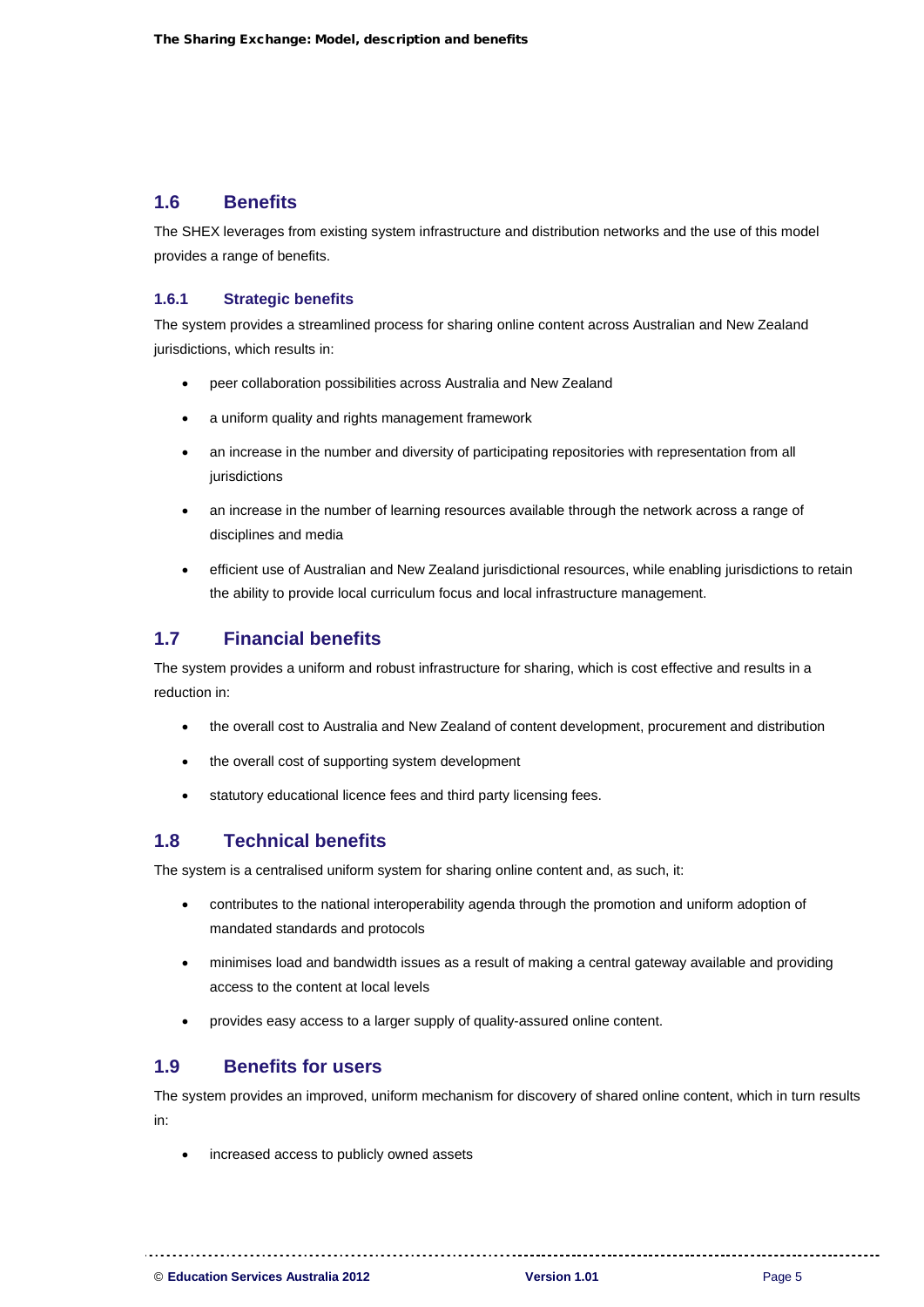## 1.6 Benefits

The SHEX leverages from existing system infrastructure and distribution networks and the use of this model provides a range of benefits.

### 1.6.1 Strategic benefits

The system provides a streamlined process for sharing online content across Australian and New Zealand jurisdictions, which results in:

- peer collaboration possibilities across Australia and New Zealand
- a uniform quality and rights management framework
- an increase in the number and diversity of participating repositories with representation from all jurisdictions
- an increase in the number of learning resources available through the network across a range of disciplines and media
- efficient use of Australian and New Zealand jurisdictional resources, while enabling jurisdictions to retain the ability to provide local curriculum focus and local infrastructure management.

## 1.7 Financial benefits

The system provides a uniform and robust infrastructure for sharing, which is cost effective and results in a reduction in:

- the overall cost to Australia and New Zealand of content development, procurement and distribution
- the overall cost of supporting system development
- statutory educational licence fees and third party licensing fees.

## 1.8 Technical benefits

The system is a centralised uniform system for sharing online content and, as such, it:

- contributes to the national interoperability agenda through the promotion and uniform adoption of mandated standards and protocols
- minimises load and bandwidth issues as a result of making a central gateway available and providing access to the content at local levels
- provides easy access to a larger supply of quality-assured online content.

## 1.9 Benefits for users

The system provides an improved, uniform mechanism for discovery of shared online content, which in turn results in:

- increased access to publicly owned assets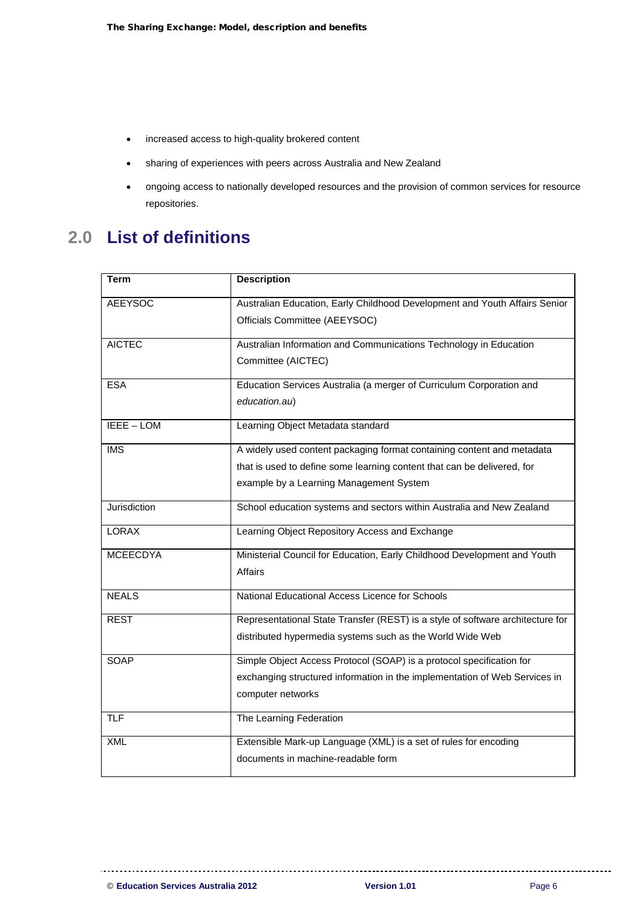- increased access to high-quality brokered content
- sharing of experiences with peers across Australia and New Zealand
- ongoing access to nationally developed resources and the provision of common services for resource repositories.

## 2.0 List of definitions

| Term | Description |
| --- | --- |
| AEEYSOC | Australian Education, Early Childhood Development and Youth Affairs Senior Officials Committee (AEEYSOC) |
| AICTEC | Australian Information and Communications Technology in Education Committee (AICTEC) |
| ESA | Education Services Australia (a merger of Curriculum Corporation and *education.au*) |
| IEEE – LOM | Learning Object Metadata standard |
| IMS | A widely used content packaging format containing content and metadata that is used to define some learning content that can be delivered, for example by a Learning Management System |
| Jurisdiction | School education systems and sectors within Australia and New Zealand |
| LORAX | Learning Object Repository Access and Exchange |
| MCEECDYA | Ministerial Council for Education, Early Childhood Development and Youth Affairs |
| NEALS | National Educational Access Licence for Schools |
| REST | Representational State Transfer (REST) is a style of software architecture for distributed hypermedia systems such as the World Wide Web |
| SOAP | Simple Object Access Protocol (SOAP) is a protocol specification for exchanging structured information in the implementation of Web Services in computer networks |
| TLF | The Learning Federation |
| XML | Extensible Mark-up Language (XML) is a set of rules for encoding documents in machine-readable form |